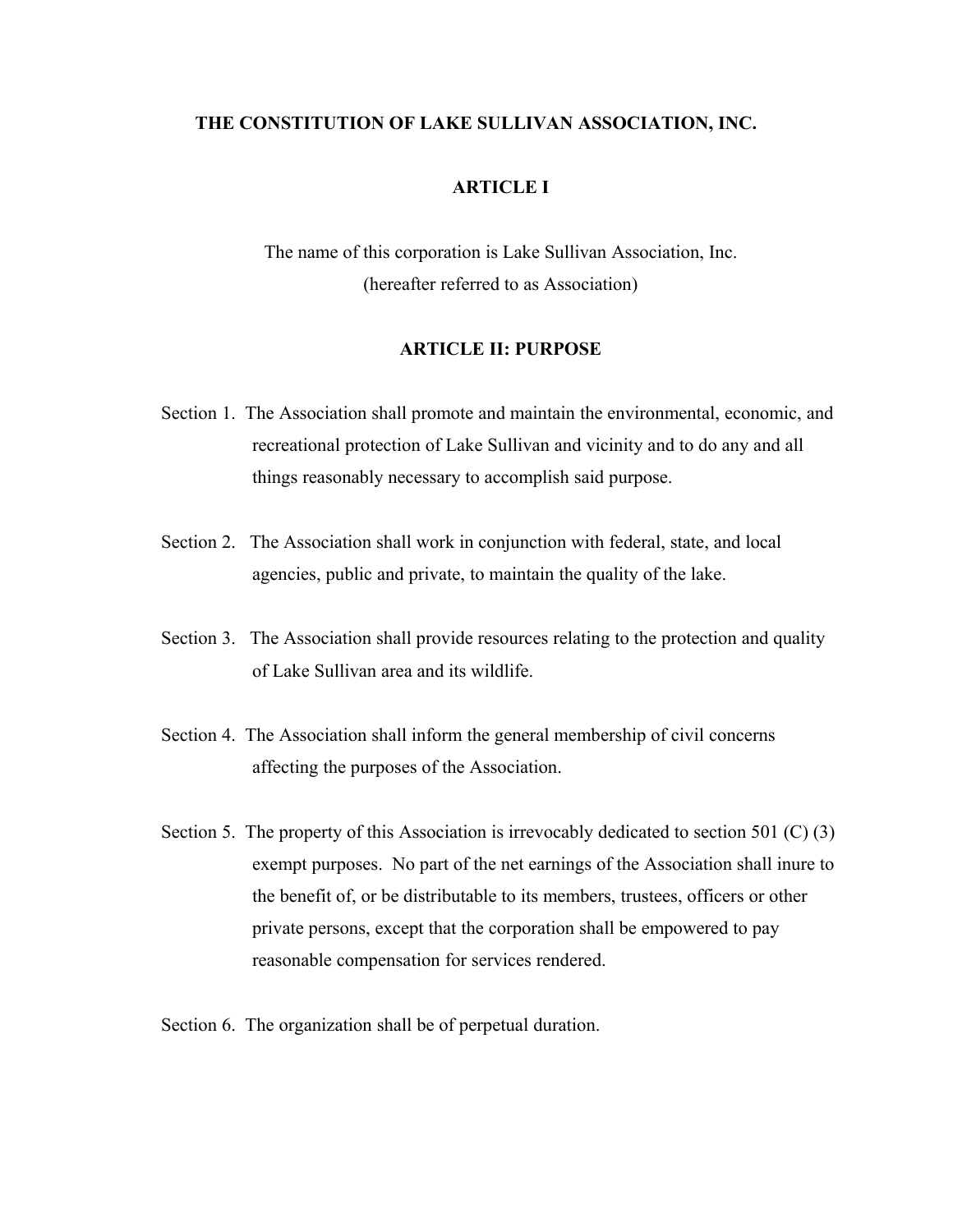# THE CONSTITUTION OF LAKE SULLIVAN ASSOCIATION, INC.

## ARTICLE I

The name of this corporation is Lake Sullivan Association, Inc.
(hereafter referred to as Association)

## ARTICLE II: PURPOSE

Section 1. The Association shall promote and maintain the environmental, economic, and recreational protection of Lake Sullivan and vicinity and to do any and all things reasonably necessary to accomplish said purpose.

Section 2. The Association shall work in conjunction with federal, state, and local agencies, public and private, to maintain the quality of the lake.

Section 3. The Association shall provide resources relating to the protection and quality of Lake Sullivan area and its wildlife.

Section 4. The Association shall inform the general membership of civil concerns affecting the purposes of the Association.

Section 5. The property of this Association is irrevocably dedicated to section 501 (C) (3) exempt purposes. No part of the net earnings of the Association shall inure to the benefit of, or be distributable to its members, trustees, officers or other private persons, except that the corporation shall be empowered to pay reasonable compensation for services rendered.

Section 6. The organization shall be of perpetual duration.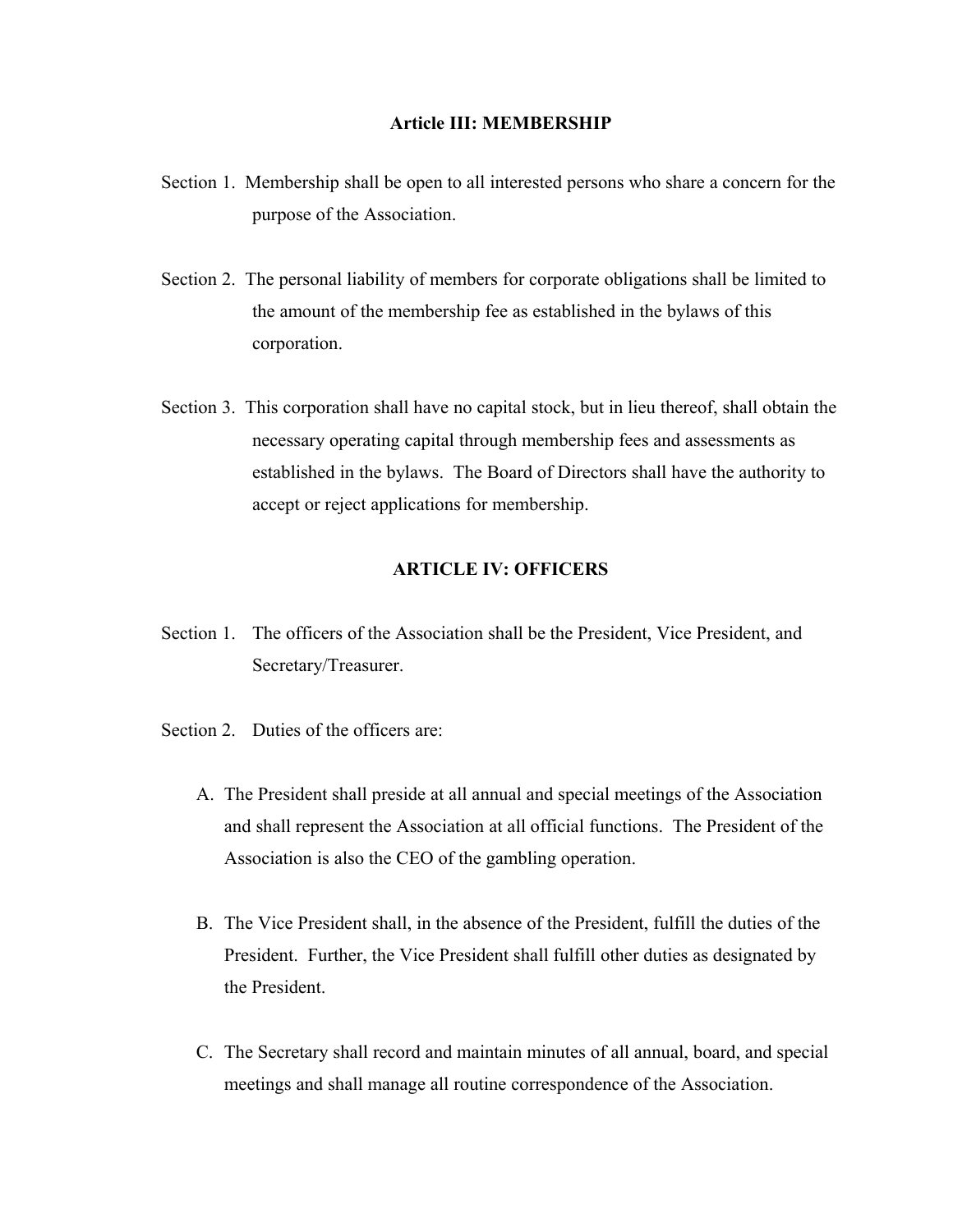## Article III: MEMBERSHIP

Section 1. Membership shall be open to all interested persons who share a concern for the purpose of the Association.

Section 2. The personal liability of members for corporate obligations shall be limited to the amount of the membership fee as established in the bylaws of this corporation.

Section 3. This corporation shall have no capital stock, but in lieu thereof, shall obtain the necessary operating capital through membership fees and assessments as established in the bylaws. The Board of Directors shall have the authority to accept or reject applications for membership.

## ARTICLE IV: OFFICERS

Section 1. The officers of the Association shall be the President, Vice President, and Secretary/Treasurer.

Section 2. Duties of the officers are:

A. The President shall preside at all annual and special meetings of the Association and shall represent the Association at all official functions. The President of the Association is also the CEO of the gambling operation.

B. The Vice President shall, in the absence of the President, fulfill the duties of the President. Further, the Vice President shall fulfill other duties as designated by the President.

C. The Secretary shall record and maintain minutes of all annual, board, and special meetings and shall manage all routine correspondence of the Association.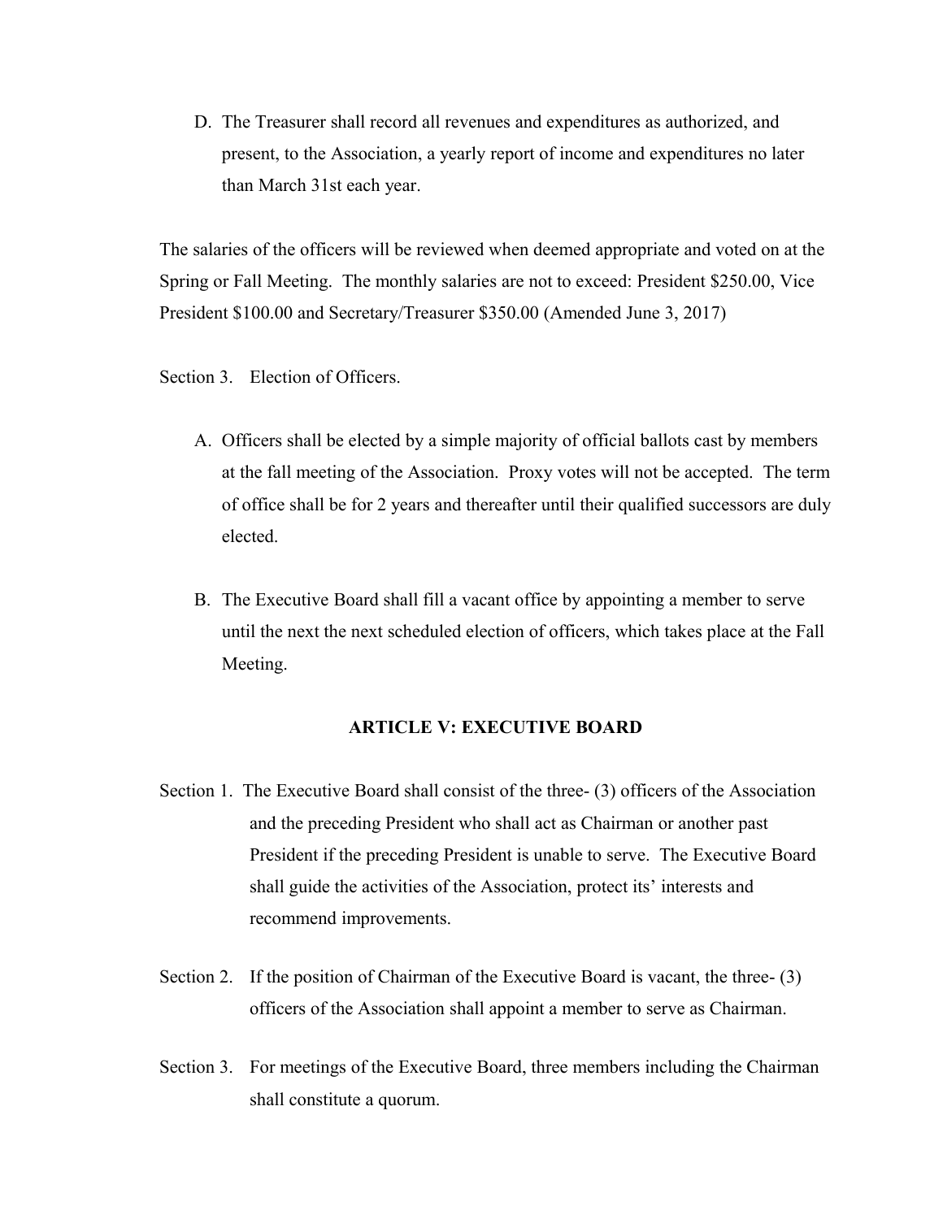D. The Treasurer shall record all revenues and expenditures as authorized, and present, to the Association, a yearly report of income and expenditures no later than March 31st each year.

The salaries of the officers will be reviewed when deemed appropriate and voted on at the Spring or Fall Meeting. The monthly salaries are not to exceed: President $250.00, Vice President $100.00 and Secretary/Treasurer $350.00 (Amended June 3, 2017)

Section 3. Election of Officers.

A. Officers shall be elected by a simple majority of official ballots cast by members at the fall meeting of the Association. Proxy votes will not be accepted. The term of office shall be for 2 years and thereafter until their qualified successors are duly elected.

B. The Executive Board shall fill a vacant office by appointing a member to serve until the next the next scheduled election of officers, which takes place at the Fall Meeting.

## ARTICLE V: EXECUTIVE BOARD

Section 1. The Executive Board shall consist of the three- (3) officers of the Association and the preceding President who shall act as Chairman or another past President if the preceding President is unable to serve. The Executive Board shall guide the activities of the Association, protect its' interests and recommend improvements.

Section 2. If the position of Chairman of the Executive Board is vacant, the three- (3) officers of the Association shall appoint a member to serve as Chairman.

Section 3. For meetings of the Executive Board, three members including the Chairman shall constitute a quorum.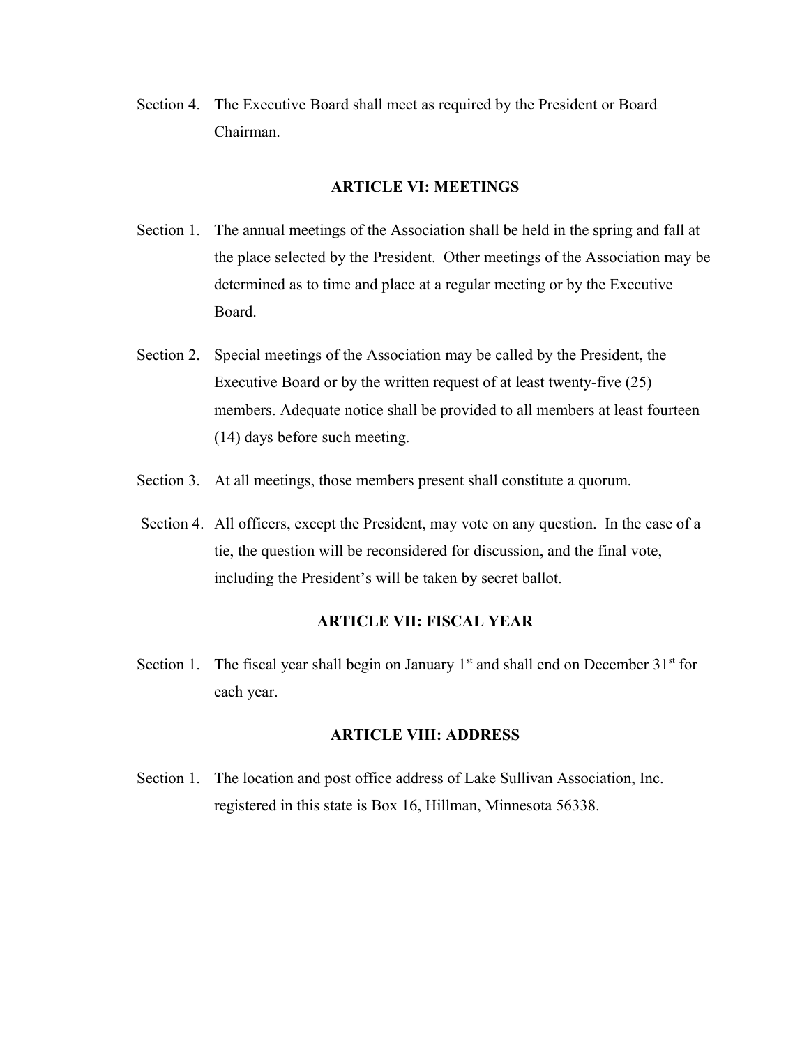Section 4. The Executive Board shall meet as required by the President or Board Chairman.

## ARTICLE VI: MEETINGS

Section 1. The annual meetings of the Association shall be held in the spring and fall at the place selected by the President. Other meetings of the Association may be determined as to time and place at a regular meeting or by the Executive Board.

Section 2. Special meetings of the Association may be called by the President, the Executive Board or by the written request of at least twenty-five (25) members. Adequate notice shall be provided to all members at least fourteen (14) days before such meeting.

Section 3. At all meetings, those members present shall constitute a quorum.

Section 4. All officers, except the President, may vote on any question. In the case of a tie, the question will be reconsidered for discussion, and the final vote, including the President's will be taken by secret ballot.

## ARTICLE VII: FISCAL YEAR

Section 1. The fiscal year shall begin on January 1st and shall end on December 31st for each year.

## ARTICLE VIII: ADDRESS

Section 1. The location and post office address of Lake Sullivan Association, Inc. registered in this state is Box 16, Hillman, Minnesota 56338.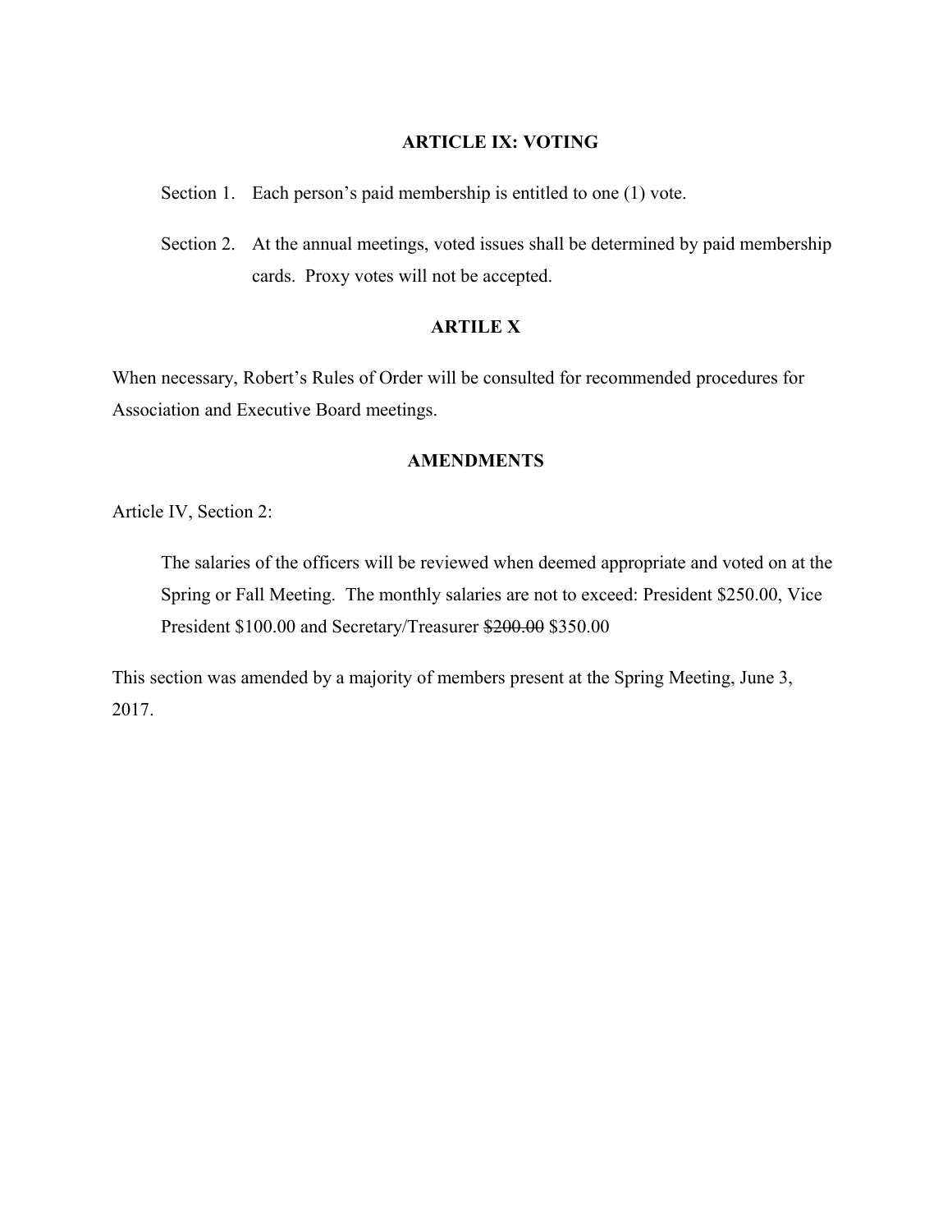## ARTICLE IX: VOTING

Section 1. Each person's paid membership is entitled to one (1) vote.

Section 2. At the annual meetings, voted issues shall be determined by paid membership cards. Proxy votes will not be accepted.

## ARTILE X

When necessary, Robert's Rules of Order will be consulted for recommended procedures for Association and Executive Board meetings.

## AMENDMENTS

Article IV, Section 2:

> The salaries of the officers will be reviewed when deemed appropriate and voted on at the Spring or Fall Meeting. The monthly salaries are not to exceed: President $250.00, Vice President $100.00 and Secretary/Treasurer ~~$200.00~~ $350.00

This section was amended by a majority of members present at the Spring Meeting, June 3, 2017.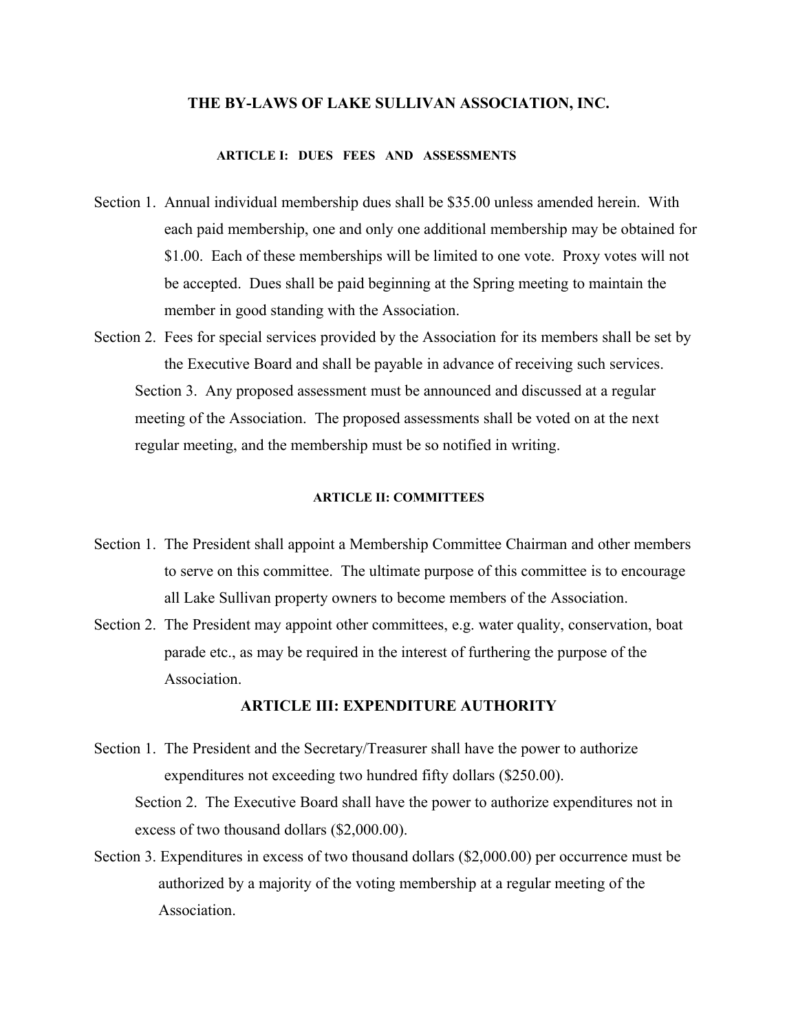# THE BY-LAWS OF LAKE SULLIVAN ASSOCIATION, INC.

## ARTICLE I: DUES FEES AND ASSESSMENTS

Section 1. Annual individual membership dues shall be $35.00 unless amended herein. With each paid membership, one and only one additional membership may be obtained for $1.00. Each of these memberships will be limited to one vote. Proxy votes will not be accepted. Dues shall be paid beginning at the Spring meeting to maintain the member in good standing with the Association.

Section 2. Fees for special services provided by the Association for its members shall be set by the Executive Board and shall be payable in advance of receiving such services.

Section 3. Any proposed assessment must be announced and discussed at a regular meeting of the Association. The proposed assessments shall be voted on at the next regular meeting, and the membership must be so notified in writing.

## ARTICLE II: COMMITTEES

Section 1. The President shall appoint a Membership Committee Chairman and other members to serve on this committee. The ultimate purpose of this committee is to encourage all Lake Sullivan property owners to become members of the Association.

Section 2. The President may appoint other committees, e.g. water quality, conservation, boat parade etc., as may be required in the interest of furthering the purpose of the Association.

## ARTICLE III: EXPENDITURE AUTHORITY

Section 1. The President and the Secretary/Treasurer shall have the power to authorize expenditures not exceeding two hundred fifty dollars ($250.00).

Section 2. The Executive Board shall have the power to authorize expenditures not in excess of two thousand dollars ($2,000.00).

Section 3. Expenditures in excess of two thousand dollars ($2,000.00) per occurrence must be authorized by a majority of the voting membership at a regular meeting of the Association.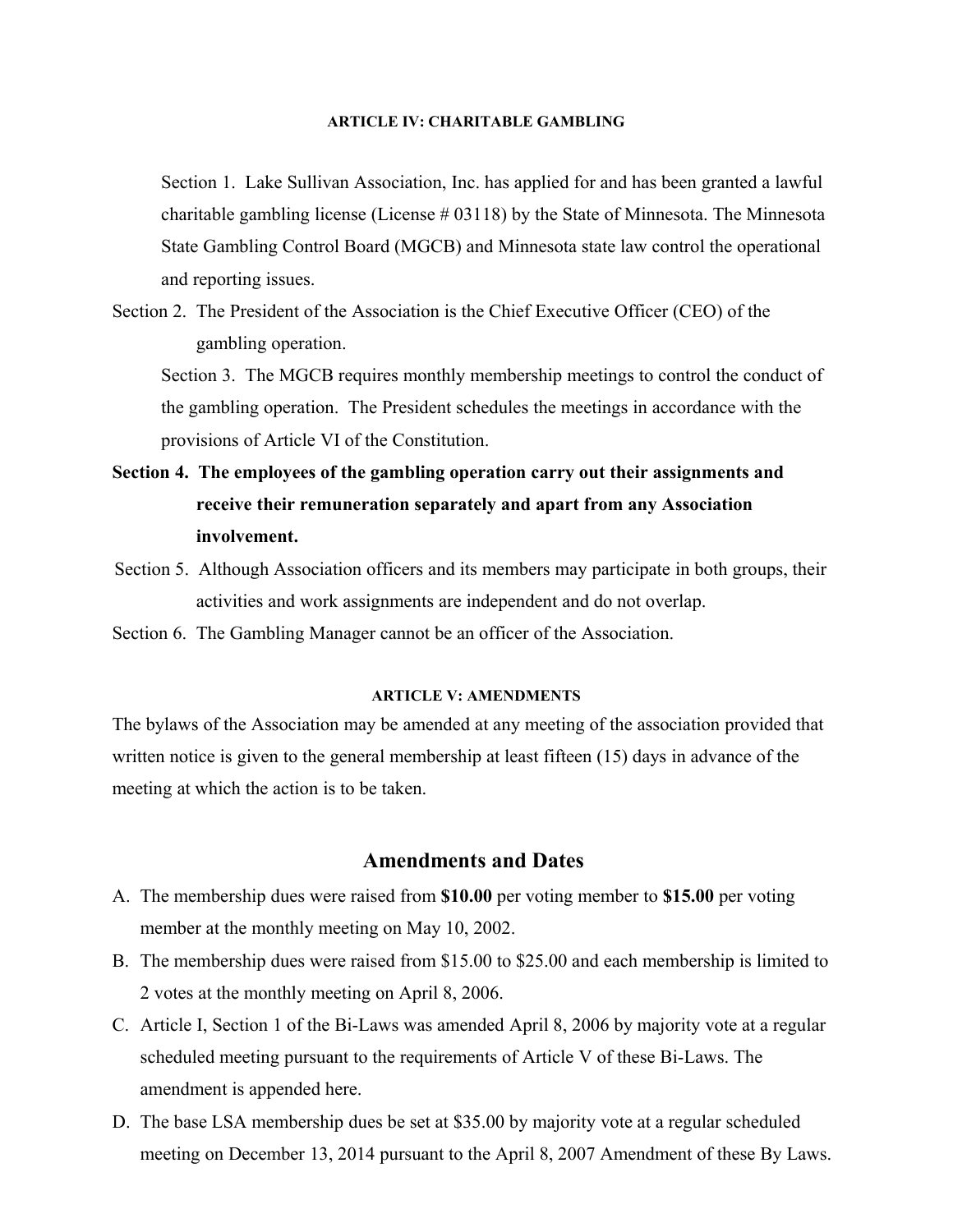#### ARTICLE IV: CHARITABLE GAMBLING

Section 1. Lake Sullivan Association, Inc. has applied for and has been granted a lawful charitable gambling license (License # 03118) by the State of Minnesota. The Minnesota State Gambling Control Board (MGCB) and Minnesota state law control the operational and reporting issues.

Section 2. The President of the Association is the Chief Executive Officer (CEO) of the gambling operation.

Section 3. The MGCB requires monthly membership meetings to control the conduct of the gambling operation. The President schedules the meetings in accordance with the provisions of Article VI of the Constitution.

**Section 4. The employees of the gambling operation carry out their assignments and receive their remuneration separately and apart from any Association involvement.**

Section 5. Although Association officers and its members may participate in both groups, their activities and work assignments are independent and do not overlap.

Section 6. The Gambling Manager cannot be an officer of the Association.

#### ARTICLE V: AMENDMENTS

The bylaws of the Association may be amended at any meeting of the association provided that written notice is given to the general membership at least fifteen (15) days in advance of the meeting at which the action is to be taken.

## Amendments and Dates

A. The membership dues were raised from **$10.00** per voting member to **$15.00** per voting member at the monthly meeting on May 10, 2002.

B. The membership dues were raised from $15.00 to $25.00 and each membership is limited to 2 votes at the monthly meeting on April 8, 2006.

C. Article I, Section 1 of the Bi-Laws was amended April 8, 2006 by majority vote at a regular scheduled meeting pursuant to the requirements of Article V of these Bi-Laws. The amendment is appended here.

D. The base LSA membership dues be set at $35.00 by majority vote at a regular scheduled meeting on December 13, 2014 pursuant to the April 8, 2007 Amendment of these By Laws.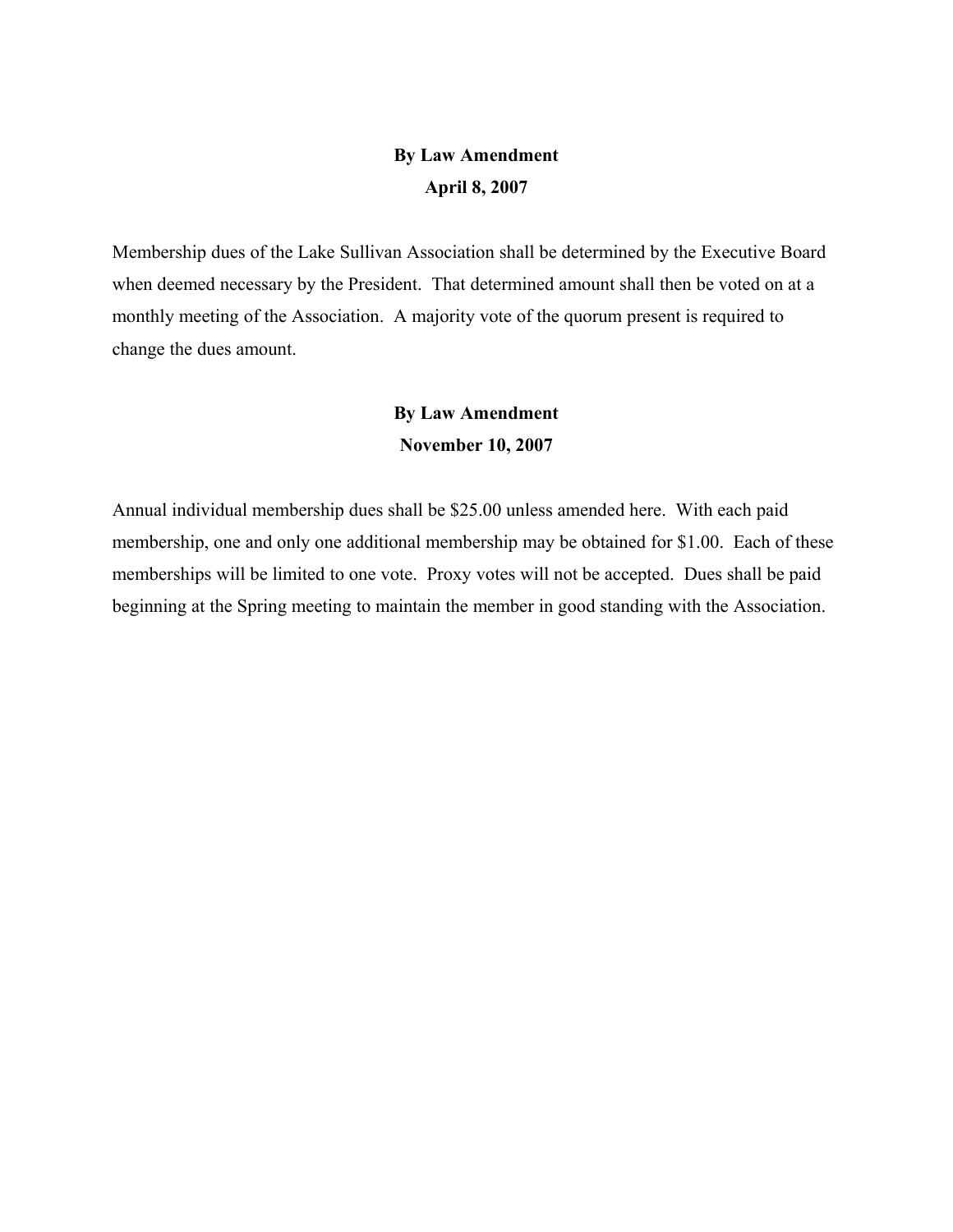**By Law Amendment**
**April 8, 2007**

Membership dues of the Lake Sullivan Association shall be determined by the Executive Board when deemed necessary by the President. That determined amount shall then be voted on at a monthly meeting of the Association. A majority vote of the quorum present is required to change the dues amount.

**By Law Amendment**
**November 10, 2007**

Annual individual membership dues shall be $25.00 unless amended here. With each paid membership, one and only one additional membership may be obtained for $1.00. Each of these memberships will be limited to one vote. Proxy votes will not be accepted. Dues shall be paid beginning at the Spring meeting to maintain the member in good standing with the Association.